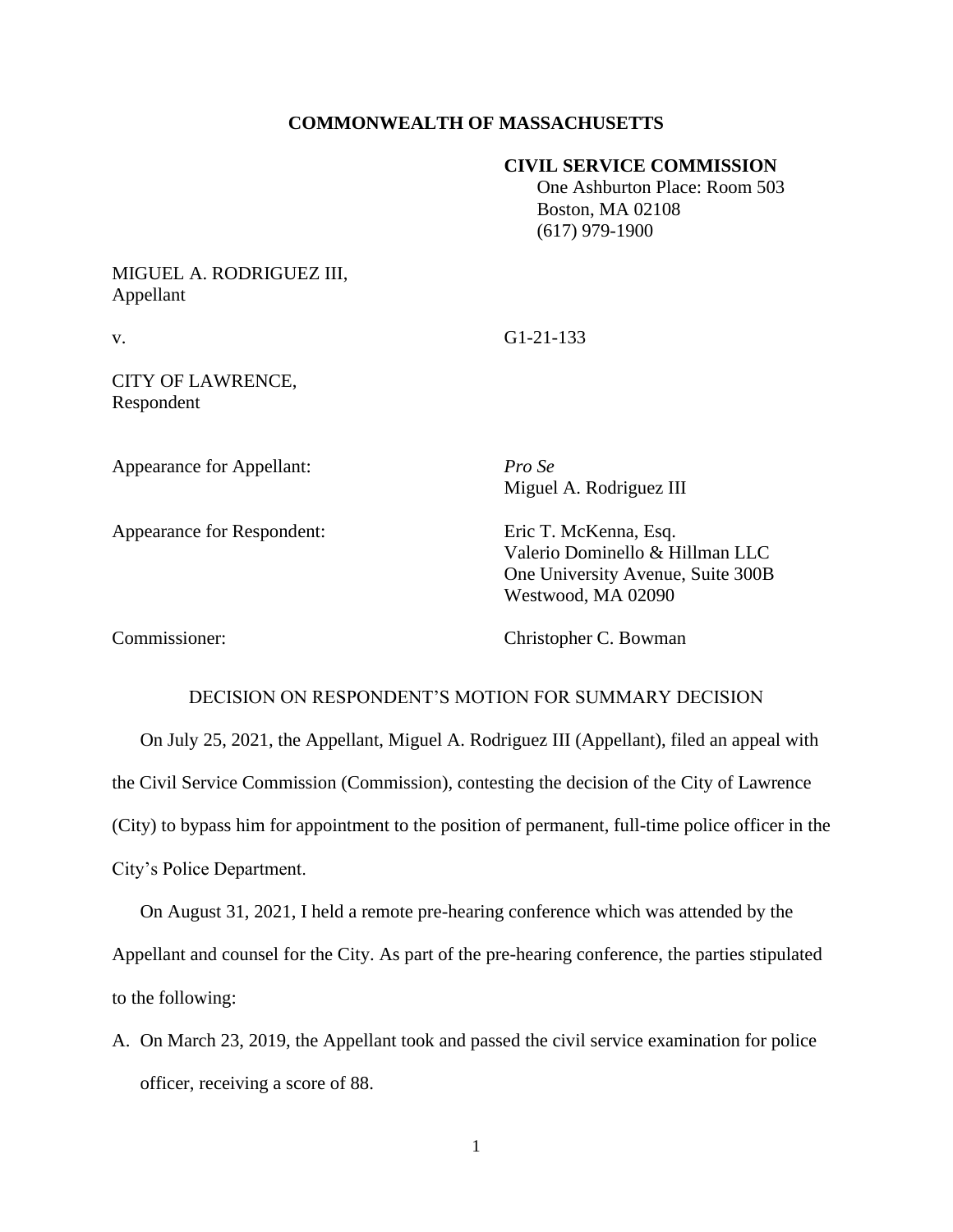**COMMONWEALTH OF MASSACHUSETTS**

**CIVIL SERVICE COMMISSION**
One Ashburton Place: Room 503
Boston, MA 02108
(617) 979-1900

MIGUEL A. RODRIGUEZ III,
Appellant

v. G1-21-133

CITY OF LAWRENCE,
Respondent

Appearance for Appellant: *Pro Se*
Miguel A. Rodriguez III

Appearance for Respondent: Eric T. McKenna, Esq.
Valerio Dominello & Hillman LLC
One University Avenue, Suite 300B
Westwood, MA 02090

Commissioner: Christopher C. Bowman

DECISION ON RESPONDENT'S MOTION FOR SUMMARY DECISION

On July 25, 2021, the Appellant, Miguel A. Rodriguez III (Appellant), filed an appeal with the Civil Service Commission (Commission), contesting the decision of the City of Lawrence (City) to bypass him for appointment to the position of permanent, full-time police officer in the City's Police Department.

On August 31, 2021, I held a remote pre-hearing conference which was attended by the Appellant and counsel for the City. As part of the pre-hearing conference, the parties stipulated to the following:

A. On March 23, 2019, the Appellant took and passed the civil service examination for police officer, receiving a score of 88.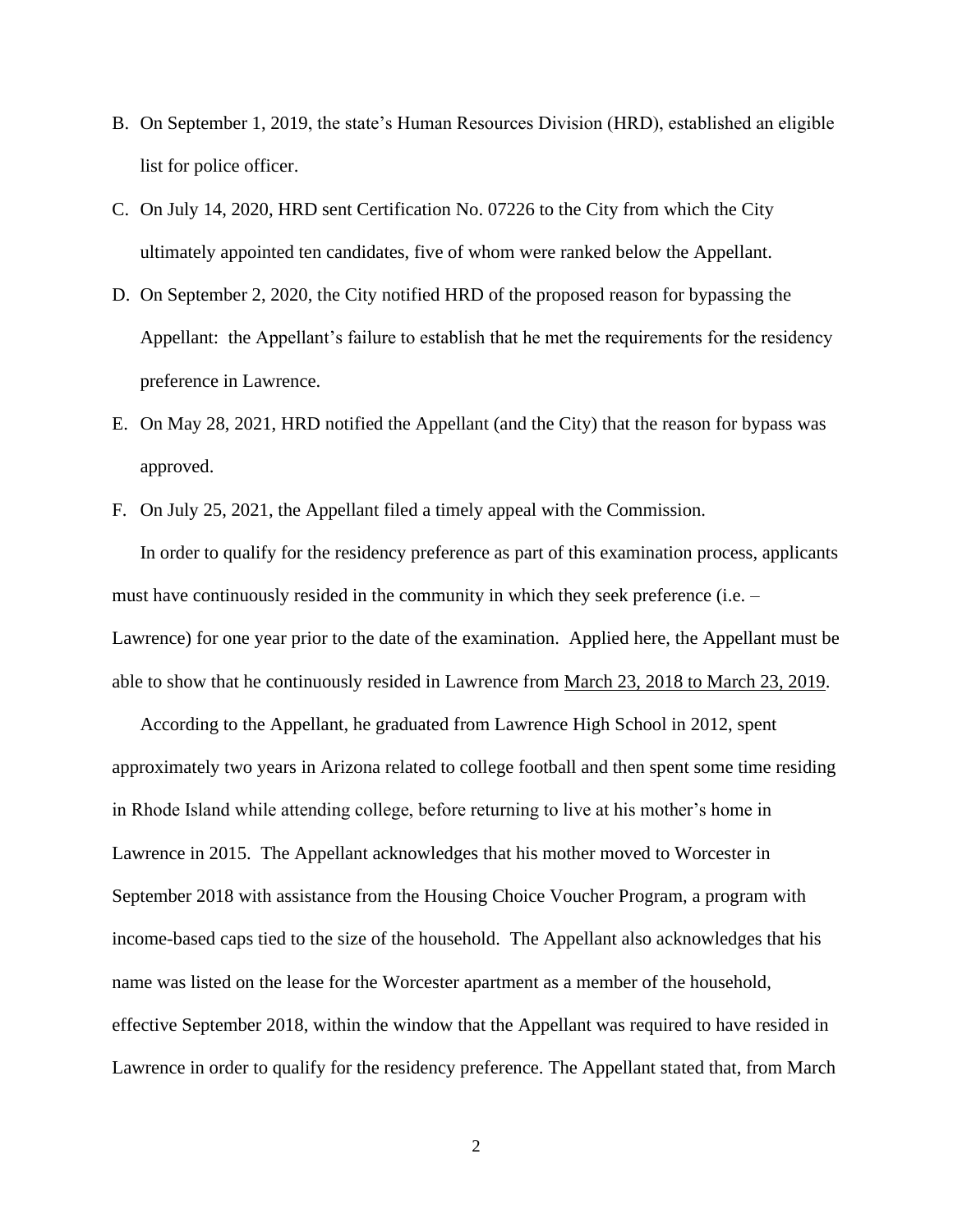B. On September 1, 2019, the state's Human Resources Division (HRD), established an eligible list for police officer.

C. On July 14, 2020, HRD sent Certification No. 07226 to the City from which the City ultimately appointed ten candidates, five of whom were ranked below the Appellant.

D. On September 2, 2020, the City notified HRD of the proposed reason for bypassing the Appellant: the Appellant's failure to establish that he met the requirements for the residency preference in Lawrence.

E. On May 28, 2021, HRD notified the Appellant (and the City) that the reason for bypass was approved.

F. On July 25, 2021, the Appellant filed a timely appeal with the Commission.

In order to qualify for the residency preference as part of this examination process, applicants must have continuously resided in the community in which they seek preference (i.e. – Lawrence) for one year prior to the date of the examination. Applied here, the Appellant must be able to show that he continuously resided in Lawrence from <u>March 23, 2018 to March 23, 2019</u>.

According to the Appellant, he graduated from Lawrence High School in 2012, spent approximately two years in Arizona related to college football and then spent some time residing in Rhode Island while attending college, before returning to live at his mother's home in Lawrence in 2015. The Appellant acknowledges that his mother moved to Worcester in September 2018 with assistance from the Housing Choice Voucher Program, a program with income-based caps tied to the size of the household. The Appellant also acknowledges that his name was listed on the lease for the Worcester apartment as a member of the household, effective September 2018, within the window that the Appellant was required to have resided in Lawrence in order to qualify for the residency preference. The Appellant stated that, from March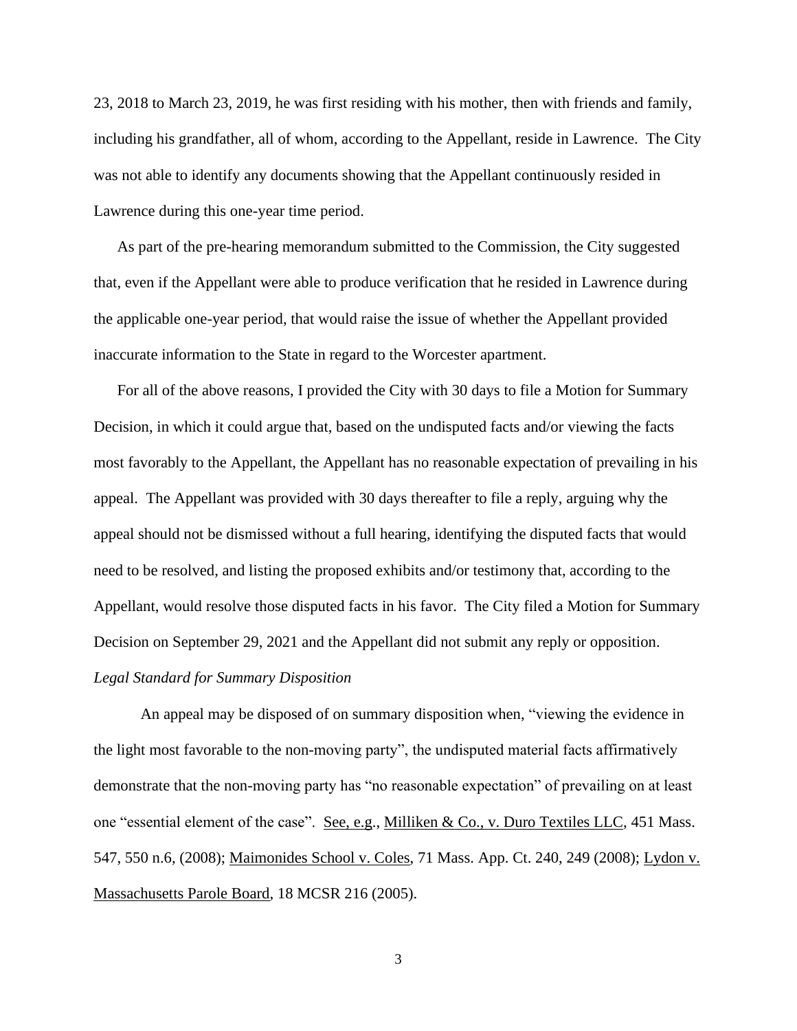23, 2018 to March 23, 2019, he was first residing with his mother, then with friends and family, including his grandfather, all of whom, according to the Appellant, reside in Lawrence. The City was not able to identify any documents showing that the Appellant continuously resided in Lawrence during this one-year time period.

As part of the pre-hearing memorandum submitted to the Commission, the City suggested that, even if the Appellant were able to produce verification that he resided in Lawrence during the applicable one-year period, that would raise the issue of whether the Appellant provided inaccurate information to the State in regard to the Worcester apartment.

For all of the above reasons, I provided the City with 30 days to file a Motion for Summary Decision, in which it could argue that, based on the undisputed facts and/or viewing the facts most favorably to the Appellant, the Appellant has no reasonable expectation of prevailing in his appeal. The Appellant was provided with 30 days thereafter to file a reply, arguing why the appeal should not be dismissed without a full hearing, identifying the disputed facts that would need to be resolved, and listing the proposed exhibits and/or testimony that, according to the Appellant, would resolve those disputed facts in his favor. The City filed a Motion for Summary Decision on September 29, 2021 and the Appellant did not submit any reply or opposition.

*Legal Standard for Summary Disposition*

An appeal may be disposed of on summary disposition when, "viewing the evidence in the light most favorable to the non-moving party", the undisputed material facts affirmatively demonstrate that the non-moving party has "no reasonable expectation" of prevailing on at least one "essential element of the case". See, e.g., Milliken & Co., v. Duro Textiles LLC, 451 Mass. 547, 550 n.6, (2008); Maimonides School v. Coles, 71 Mass. App. Ct. 240, 249 (2008); Lydon v. Massachusetts Parole Board, 18 MCSR 216 (2005).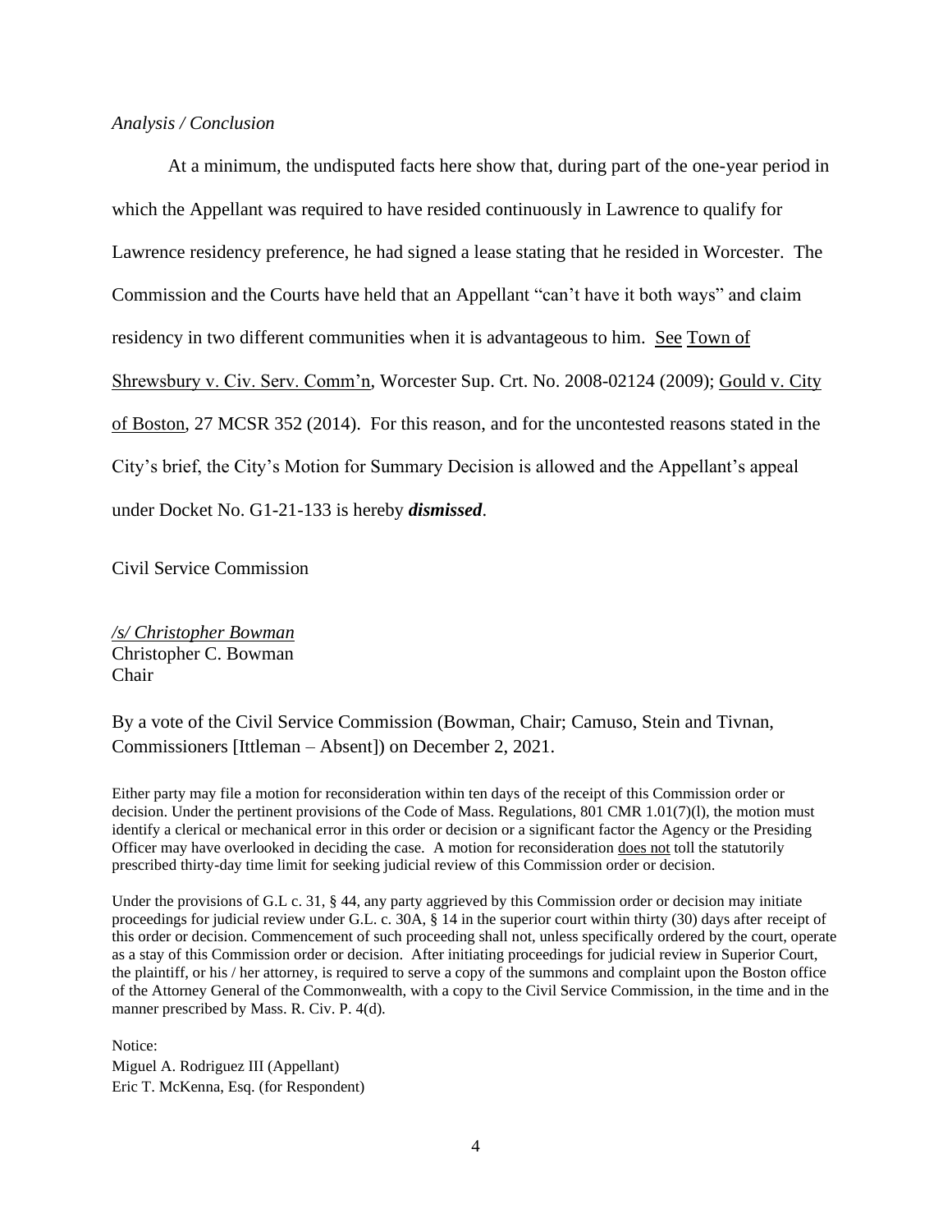*Analysis / Conclusion*

At a minimum, the undisputed facts here show that, during part of the one-year period in which the Appellant was required to have resided continuously in Lawrence to qualify for Lawrence residency preference, he had signed a lease stating that he resided in Worcester. The Commission and the Courts have held that an Appellant "can't have it both ways" and claim residency in two different communities when it is advantageous to him. See Town of Shrewsbury v. Civ. Serv. Comm'n, Worcester Sup. Crt. No. 2008-02124 (2009); Gould v. City of Boston, 27 MCSR 352 (2014). For this reason, and for the uncontested reasons stated in the City's brief, the City's Motion for Summary Decision is allowed and the Appellant's appeal under Docket No. G1-21-133 is hereby ***dismissed***.

Civil Service Commission

*/s/ Christopher Bowman*
Christopher C. Bowman
Chair

By a vote of the Civil Service Commission (Bowman, Chair; Camuso, Stein and Tivnan, Commissioners [Ittleman – Absent]) on December 2, 2021.

Either party may file a motion for reconsideration within ten days of the receipt of this Commission order or decision. Under the pertinent provisions of the Code of Mass. Regulations, 801 CMR 1.01(7)(l), the motion must identify a clerical or mechanical error in this order or decision or a significant factor the Agency or the Presiding Officer may have overlooked in deciding the case. A motion for reconsideration does not toll the statutorily prescribed thirty-day time limit for seeking judicial review of this Commission order or decision.

Under the provisions of G.L c. 31, § 44, any party aggrieved by this Commission order or decision may initiate proceedings for judicial review under G.L. c. 30A, § 14 in the superior court within thirty (30) days after receipt of this order or decision. Commencement of such proceeding shall not, unless specifically ordered by the court, operate as a stay of this Commission order or decision. After initiating proceedings for judicial review in Superior Court, the plaintiff, or his / her attorney, is required to serve a copy of the summons and complaint upon the Boston office of the Attorney General of the Commonwealth, with a copy to the Civil Service Commission, in the time and in the manner prescribed by Mass. R. Civ. P. 4(d).

Notice:
Miguel A. Rodriguez III (Appellant)
Eric T. McKenna, Esq. (for Respondent)